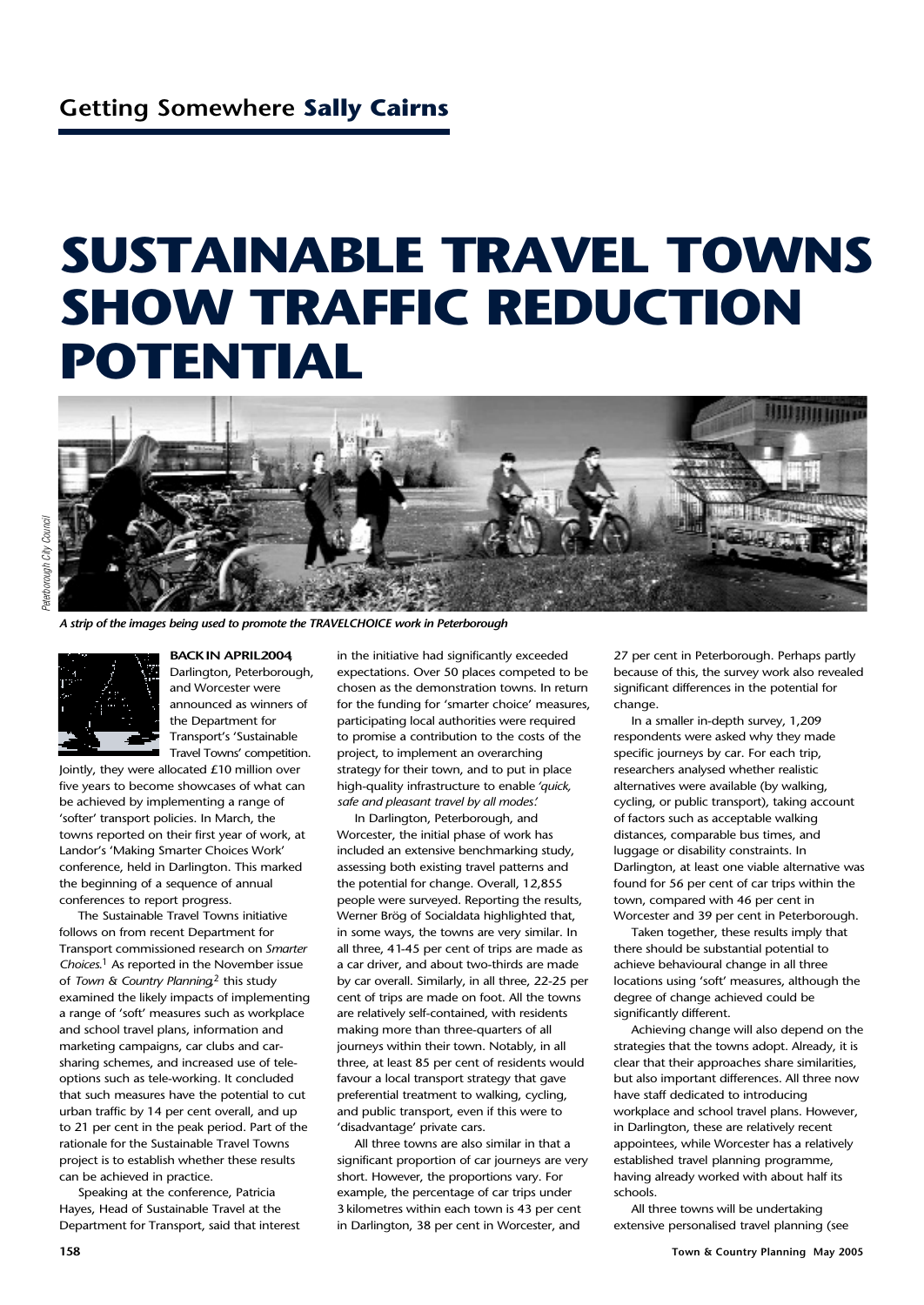## Getting Somewhere **Sally Cairns**

# SUSTAINABLE TRAVEL TOWNS SHOW TRAFFIC REDUCTION POTENTIAL

*A strip of the images being used to promote the TRAVELCHOICE work in Peterborough*

**BACK IN APRIL 2004**, Darlington, Peterborough, and Worcester were announced as winners of the Department for Transport's 'Sustainable Travel Towns' competition. Jointly, they were allocated £10 million over five years to become showcases of what can be achieved by implementing a range of 'softer' transport policies. In March, the towns reported on their first year of work, at Landor's 'Making Smarter Choices Work' conference, held in Darlington. This marked the beginning of a sequence of annual conferences to report progress.

The Sustainable Travel Towns initiative follows on from recent Department for Transport commissioned research on *Smarter Choices*.[1] As reported in the November issue of *Town & Country Planning*,[2] this study examined the likely impacts of implementing a range of 'soft' measures such as workplace and school travel plans, information and marketing campaigns, car clubs and car-sharing schemes, and increased use of tele-options such as tele-working. It concluded that such measures have the potential to cut urban traffic by 14 per cent overall, and up to 21 per cent in the peak period. Part of the rationale for the Sustainable Travel Towns project is to establish whether these results can be achieved in practice.

Speaking at the conference, Patricia Hayes, Head of Sustainable Travel at the Department for Transport, said that interest in the initiative had significantly exceeded expectations. Over 50 places competed to be chosen as the demonstration towns. In return for the funding for 'smarter choice' measures, participating local authorities were required to promise a contribution to the costs of the project, to implement an overarching strategy for their town, and to put in place high-quality infrastructure to enable *'quick, safe and pleasant travel by all modes'.*

In Darlington, Peterborough, and Worcester, the initial phase of work has included an extensive benchmarking study, assessing both existing travel patterns and the potential for change. Overall, 12,855 people were surveyed. Reporting the results, Werner Brög of Socialdata highlighted that, in some ways, the towns are very similar. In all three, 41-45 per cent of trips are made as a car driver, and about two-thirds are made by car overall. Similarly, in all three, 22-25 per cent of trips are made on foot. All the towns are relatively self-contained, with residents making more than three-quarters of all journeys within their town. Notably, in all three, at least 85 per cent of residents would favour a local transport strategy that gave preferential treatment to walking, cycling, and public transport, even if this were to 'disadvantage' private cars.

All three towns are also similar in that a significant proportion of car journeys are very short. However, the proportions vary. For example, the percentage of car trips under 3 kilometres within each town is 43 per cent in Darlington, 38 per cent in Worcester, and 27 per cent in Peterborough. Perhaps partly because of this, the survey work also revealed significant differences in the potential for change.

In a smaller in-depth survey, 1,209 respondents were asked why they made specific journeys by car. For each trip, researchers analysed whether realistic alternatives were available (by walking, cycling, or public transport), taking account of factors such as acceptable walking distances, comparable bus times, and luggage or disability constraints. In Darlington, at least one viable alternative was found for 56 per cent of car trips within the town, compared with 46 per cent in Worcester and 39 per cent in Peterborough.

Taken together, these results imply that there should be substantial potential to achieve behavioural change in all three locations using 'soft' measures, although the degree of change achieved could be significantly different.

Achieving change will also depend on the strategies that the towns adopt. Already, it is clear that their approaches share similarities, but also important differences. All three now have staff dedicated to introducing workplace and school travel plans. However, in Darlington, these are relatively recent appointees, while Worcester has a relatively established travel planning programme, having already worked with about half its schools.

All three towns will be undertaking extensive personalised travel planning (see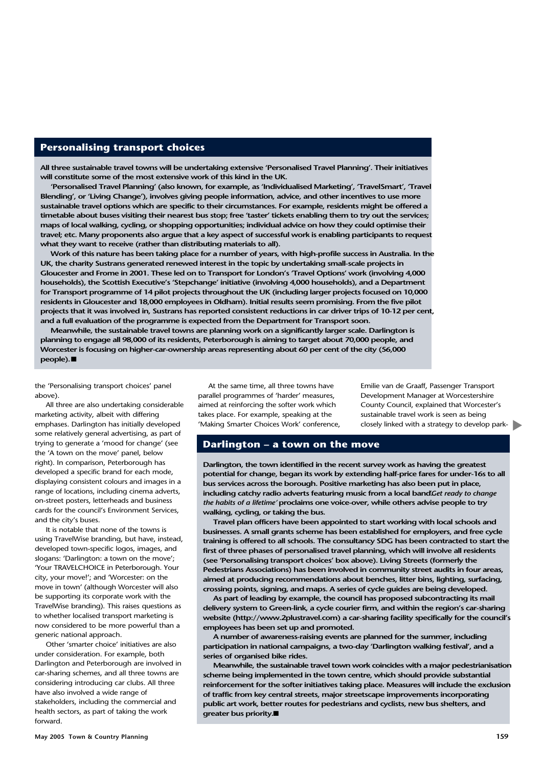## Personalising transport choices

**All three sustainable travel towns will be undertaking extensive 'Personalised Travel Planning'. Their initiatives will constitute some of the most extensive work of this kind in the UK.**

**'Personalised Travel Planning' (also known, for example, as 'Individualised Marketing', 'TravelSmart', 'Travel Blending', or 'Living Change'), involves giving people information, advice, and other incentives to use more sustainable travel options which are specific to their circumstances. For example, residents might be offered a timetable about buses visiting their nearest bus stop; free 'taster' tickets enabling them to try out the services; maps of local walking, cycling, or shopping opportunities; individual advice on how they could optimise their travel; etc. Many proponents also argue that a key aspect of successful work is enabling participants to request what they want to receive (rather than distributing materials to all).**

**Work of this nature has been taking place for a number of years, with high-profile success in Australia. In the UK, the charity Sustrans generated renewed interest in the topic by undertaking small-scale projects in Gloucester and Frome in 2001. These led on to Transport for London's 'Travel Options' work (involving 4,000 households), the Scottish Executive's 'Stepchange' initiative (involving 4,000 households), and a Department for Transport programme of 14 pilot projects throughout the UK (including larger projects focused on 10,000 residents in Gloucester and 18,000 employees in Oldham). Initial results seem promising. From the five pilot projects that it was involved in, Sustrans has reported consistent reductions in car driver trips of 10-12 per cent, and a full evaluation of the programme is expected from the Department for Transport soon.**

**Meanwhile, the sustainable travel towns are planning work on a significantly larger scale. Darlington is planning to engage all 98,000 of its residents, Peterborough is aiming to target about 70,000 people, and Worcester is focusing on higher-car-ownership areas representing about 60 per cent of the city (56,000 people).■**

the 'Personalising transport choices' panel above).

All three are also undertaking considerable marketing activity, albeit with differing emphases. Darlington has initially developed some relatively general advertising, as part of trying to generate a 'mood for change' (see the 'A town on the move' panel, below right). In comparison, Peterborough has developed a specific brand for each mode, displaying consistent colours and images in a range of locations, including cinema adverts, on-street posters, letterheads and business cards for the council's Environment Services, and the city's buses.

It is notable that none of the towns is using TravelWise branding, but have, instead, developed town-specific logos, images, and slogans: 'Darlington: a town on the move'; 'Your TRAVELCHOICE in Peterborough. Your city, your move!'; and 'Worcester: on the move in town' (although Worcester will also be supporting its corporate work with the TravelWise branding). This raises questions as to whether localised transport marketing is now considered to be more powerful than a generic national approach.

Other 'smarter choice' initiatives are also under consideration. For example, both Darlington and Peterborough are involved in car-sharing schemes, and all three towns are considering introducing car clubs. All three have also involved a wide range of stakeholders, including the commercial and health sectors, as part of taking the work forward.

At the same time, all three towns have parallel programmes of 'harder' measures, aimed at reinforcing the softer work which takes place. For example, speaking at the 'Making Smarter Choices Work' conference, Emilie van de Graaff, Passenger Transport Development Manager at Worcestershire County Council, explained that Worcester's sustainable travel work is seen as being closely linked with a strategy to develop park-

## Darlington – a town on the move

**Darlington, the town identified in the recent survey work as having the greatest potential for change, began its work by extending half-price fares for under-16s to all bus services across the borough. Positive marketing has also been put in place, including catchy radio adverts featuring music from a local band. *'Get ready to change the habits of a lifetime'* proclaims one voice-over, while others advise people to try walking, cycling, or taking the bus.**

**Travel plan officers have been appointed to start working with local schools and businesses. A small grants scheme has been established for employers, and free cycle training is offered to all schools. The consultancy SDG has been contracted to start the first of three phases of personalised travel planning, which will involve all residents (see 'Personalising transport choices' box above). Living Streets (formerly the Pedestrians Associations) has been involved in community street audits in four areas, aimed at producing recommendations about benches, litter bins, lighting, surfacing, crossing points, signing, and maps. A series of cycle guides are being developed.**

**As part of leading by example, the council has proposed subcontracting its mail delivery system to Green-link, a cycle courier firm, and within the region's car-sharing website (http://www.2plustravel.com) a car-sharing facility specifically for the council's employees has been set up and promoted.**

**A number of awareness-raising events are planned for the summer, including participation in national campaigns, a two-day 'Darlington walking festival', and a series of organised bike rides.**

**Meanwhile, the sustainable travel town work coincides with a major pedestrianisation scheme being implemented in the town centre, which should provide substantial reinforcement for the softer initiatives taking place. Measures will include the exclusion of traffic from key central streets, major streetscape improvements incorporating public art work, better routes for pedestrians and cyclists, new bus shelters, and greater bus priority.■**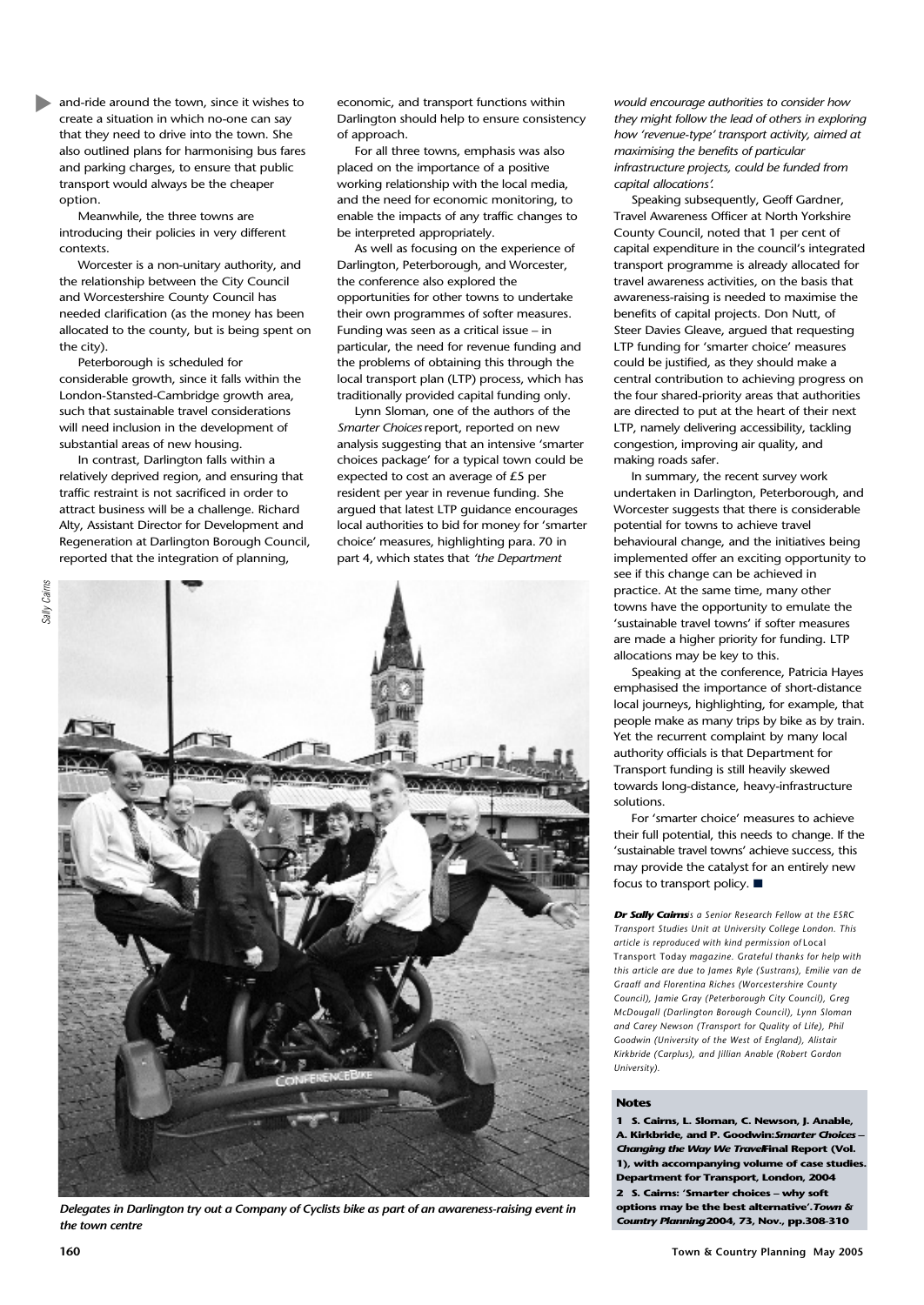and-ride around the town, since it wishes to create a situation in which no-one can say that they need to drive into the town. She also outlined plans for harmonising bus fares and parking charges, to ensure that public transport would always be the cheaper option.

Meanwhile, the three towns are introducing their policies in very different contexts.

Worcester is a non-unitary authority, and the relationship between the City Council and Worcestershire County Council has needed clarification (as the money has been allocated to the county, but is being spent on the city).

Peterborough is scheduled for considerable growth, since it falls within the London-Stansted-Cambridge growth area, such that sustainable travel considerations will need inclusion in the development of substantial areas of new housing.

In contrast, Darlington falls within a relatively deprived region, and ensuring that traffic restraint is not sacrificed in order to attract business will be a challenge. Richard Alty, Assistant Director for Development and Regeneration at Darlington Borough Council, reported that the integration of planning, economic, and transport functions within Darlington should help to ensure consistency of approach.

For all three towns, emphasis was also placed on the importance of a positive working relationship with the local media, and the need for economic monitoring, to enable the impacts of any traffic changes to be interpreted appropriately.

As well as focusing on the experience of Darlington, Peterborough, and Worcester, the conference also explored the opportunities for other towns to undertake their own programmes of softer measures. Funding was seen as a critical issue – in particular, the need for revenue funding and the problems of obtaining this through the local transport plan (LTP) process, which has traditionally provided capital funding only.

Lynn Sloman, one of the authors of the *Smarter Choices* report, reported on new analysis suggesting that an intensive 'smarter choices package' for a typical town could be expected to cost an average of £5 per resident per year in revenue funding. She argued that latest LTP guidance encourages local authorities to bid for money for 'smarter choice' measures, highlighting para. 70 in part 4, which states that *'the Department would encourage authorities to consider how they might follow the lead of others in exploring how 'revenue-type' transport activity, aimed at maximising the benefits of particular infrastructure projects, could be funded from capital allocations'.*

Speaking subsequently, Geoff Gardner, Travel Awareness Officer at North Yorkshire County Council, noted that 1 per cent of capital expenditure in the council's integrated transport programme is already allocated for travel awareness activities, on the basis that awareness-raising is needed to maximise the benefits of capital projects. Don Nutt, of Steer Davies Gleave, argued that requesting LTP funding for 'smarter choice' measures could be justified, as they should make a central contribution to achieving progress on the four shared-priority areas that authorities are directed to put at the heart of their next LTP, namely delivering accessibility, tackling congestion, improving air quality, and making roads safer.

In summary, the recent survey work undertaken in Darlington, Peterborough, and Worcester suggests that there is considerable potential for towns to achieve travel behavioural change, and the initiatives being implemented offer an exciting opportunity to see if this change can be achieved in practice. At the same time, many other towns have the opportunity to emulate the 'sustainable travel towns' if softer measures are made a higher priority for funding. LTP allocations may be key to this.

Speaking at the conference, Patricia Hayes emphasised the importance of short-distance local journeys, highlighting, for example, that people make as many trips by bike as by train. Yet the recurrent complaint by many local authority officials is that Department for Transport funding is still heavily skewed towards long-distance, heavy-infrastructure solutions.

For 'smarter choice' measures to achieve their full potential, this needs to change. If the 'sustainable travel towns' achieve success, this may provide the catalyst for an entirely new focus to transport policy. ■

Sally Cairns

*Delegates in Darlington try out a Company of Cyclists bike as part of an awareness-raising event in the town centre*

***Dr Sally Cairns*** *is a Senior Research Fellow at the ESRC Transport Studies Unit at University College London. This article is reproduced with kind permission of* Local Transport Today *magazine. Grateful thanks for help with this article are due to James Ryle (Sustrans), Emilie van de Graaff and Florentina Riches (Worcestershire County Council), Jamie Gray (Peterborough City Council), Greg McDougall (Darlington Borough Council), Lynn Sloman and Carey Newson (Transport for Quality of Life), Phil Goodwin (University of the West of England), Alistair Kirkbride (Carplus), and Jillian Anable (Robert Gordon University).*

## Notes

**1 S. Cairns, L. Sloman, C. Newson, J. Anable, A. Kirkbride, and P. Goodwin: *Smarter Choices – Changing the Way We Travel* Final Report (Vol. 1), with accompanying volume of case studies. Department for Transport, London, 2004**

**2 S. Cairns: 'Smarter choices – why soft options may be the best alternative'. *Town & Country Planning* 2004, 73, Nov., pp.308-310**